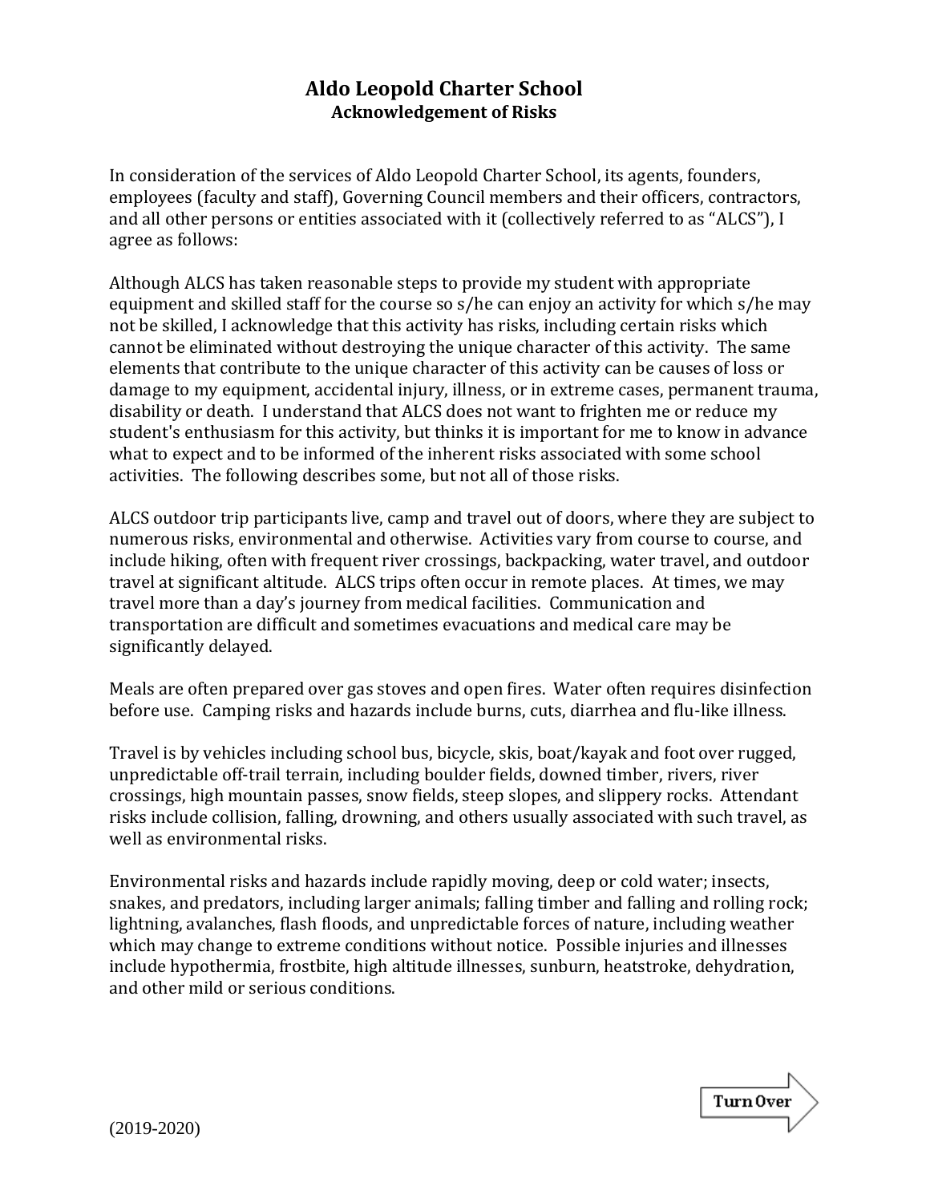# Aldo Leopold Charter School

## Acknowledgement of Risks

In consideration of the services of Aldo Leopold Charter School, its agents, founders, employees (faculty and staff), Governing Council members and their officers, contractors, and all other persons or entities associated with it (collectively referred to as "ALCS"), I agree as follows:

Although ALCS has taken reasonable steps to provide my student with appropriate equipment and skilled staff for the course so s/he can enjoy an activity for which s/he may not be skilled, I acknowledge that this activity has risks, including certain risks which cannot be eliminated without destroying the unique character of this activity. The same elements that contribute to the unique character of this activity can be causes of loss or damage to my equipment, accidental injury, illness, or in extreme cases, permanent trauma, disability or death. I understand that ALCS does not want to frighten me or reduce my student's enthusiasm for this activity, but thinks it is important for me to know in advance what to expect and to be informed of the inherent risks associated with some school activities. The following describes some, but not all of those risks.

ALCS outdoor trip participants live, camp and travel out of doors, where they are subject to numerous risks, environmental and otherwise. Activities vary from course to course, and include hiking, often with frequent river crossings, backpacking, water travel, and outdoor travel at significant altitude. ALCS trips often occur in remote places. At times, we may travel more than a day's journey from medical facilities. Communication and transportation are difficult and sometimes evacuations and medical care may be significantly delayed.

Meals are often prepared over gas stoves and open fires. Water often requires disinfection before use. Camping risks and hazards include burns, cuts, diarrhea and flu-like illness.

Travel is by vehicles including school bus, bicycle, skis, boat/kayak and foot over rugged, unpredictable off-trail terrain, including boulder fields, downed timber, rivers, river crossings, high mountain passes, snow fields, steep slopes, and slippery rocks. Attendant risks include collision, falling, drowning, and others usually associated with such travel, as well as environmental risks.

Environmental risks and hazards include rapidly moving, deep or cold water; insects, snakes, and predators, including larger animals; falling timber and falling and rolling rock; lightning, avalanches, flash floods, and unpredictable forces of nature, including weather which may change to extreme conditions without notice. Possible injuries and illnesses include hypothermia, frostbite, high altitude illnesses, sunburn, heatstroke, dehydration, and other mild or serious conditions.

Turn Over

(2019-2020)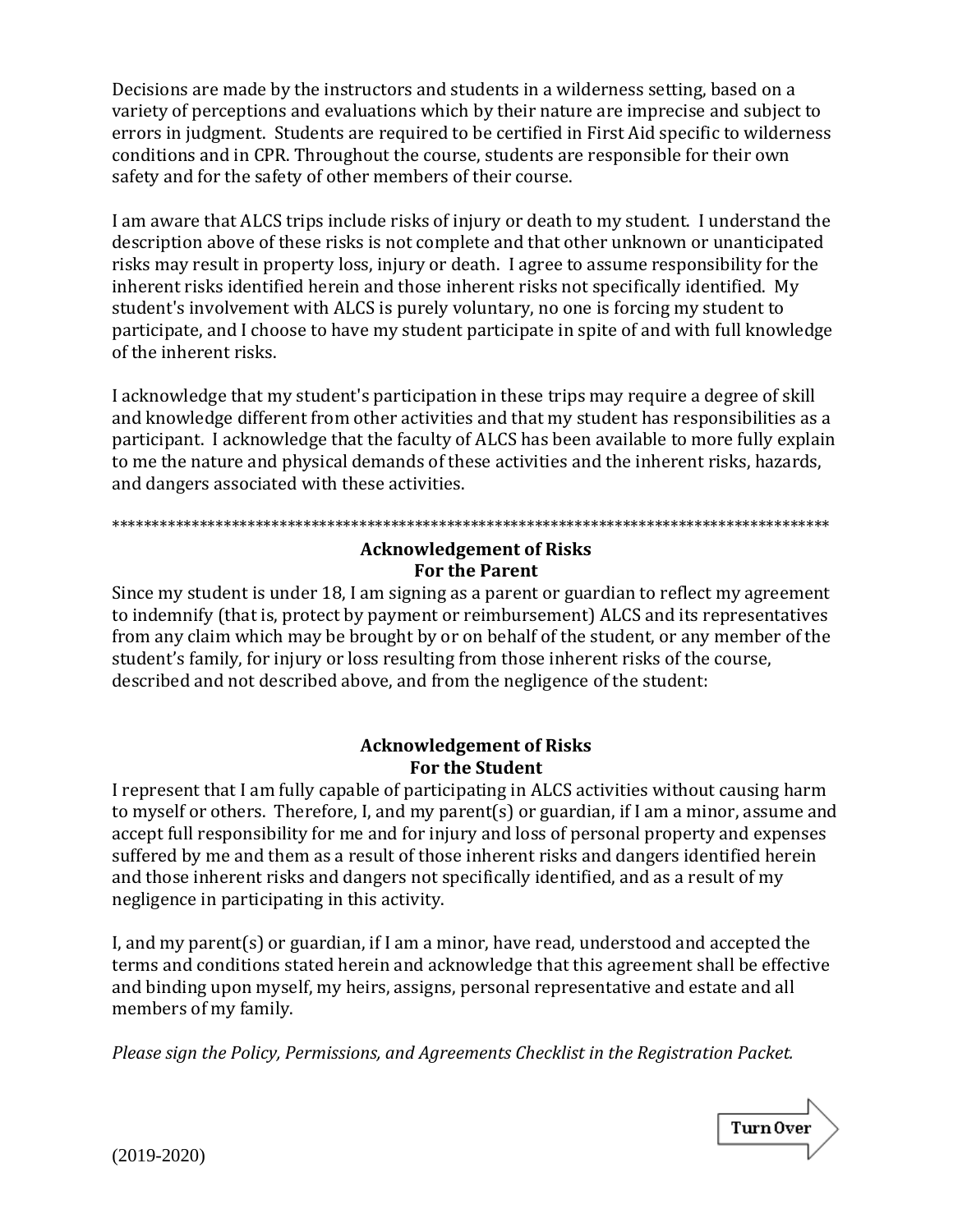Decisions are made by the instructors and students in a wilderness setting, based on a variety of perceptions and evaluations which by their nature are imprecise and subject to errors in judgment. Students are required to be certified in First Aid specific to wilderness conditions and in CPR. Throughout the course, students are responsible for their own safety and for the safety of other members of their course.

I am aware that ALCS trips include risks of injury or death to my student. I understand the description above of these risks is not complete and that other unknown or unanticipated risks may result in property loss, injury or death. I agree to assume responsibility for the inherent risks identified herein and those inherent risks not specifically identified. My student's involvement with ALCS is purely voluntary, no one is forcing my student to participate, and I choose to have my student participate in spite of and with full knowledge of the inherent risks.

I acknowledge that my student's participation in these trips may require a degree of skill and knowledge different from other activities and that my student has responsibilities as a participant. I acknowledge that the faculty of ALCS has been available to more fully explain to me the nature and physical demands of these activities and the inherent risks, hazards, and dangers associated with these activities.

*******************************************************************************************

**Acknowledgement of Risks**
**For the Parent**

Since my student is under 18, I am signing as a parent or guardian to reflect my agreement to indemnify (that is, protect by payment or reimbursement) ALCS and its representatives from any claim which may be brought by or on behalf of the student, or any member of the student's family, for injury or loss resulting from those inherent risks of the course, described and not described above, and from the negligence of the student:

**Acknowledgement of Risks**
**For the Student**

I represent that I am fully capable of participating in ALCS activities without causing harm to myself or others. Therefore, I, and my parent(s) or guardian, if I am a minor, assume and accept full responsibility for me and for injury and loss of personal property and expenses suffered by me and them as a result of those inherent risks and dangers identified herein and those inherent risks and dangers not specifically identified, and as a result of my negligence in participating in this activity.

I, and my parent(s) or guardian, if I am a minor, have read, understood and accepted the terms and conditions stated herein and acknowledge that this agreement shall be effective and binding upon myself, my heirs, assigns, personal representative and estate and all members of my family.

*Please sign the Policy, Permissions, and Agreements Checklist in the Registration Packet.*

Turn Over

(2019-2020)